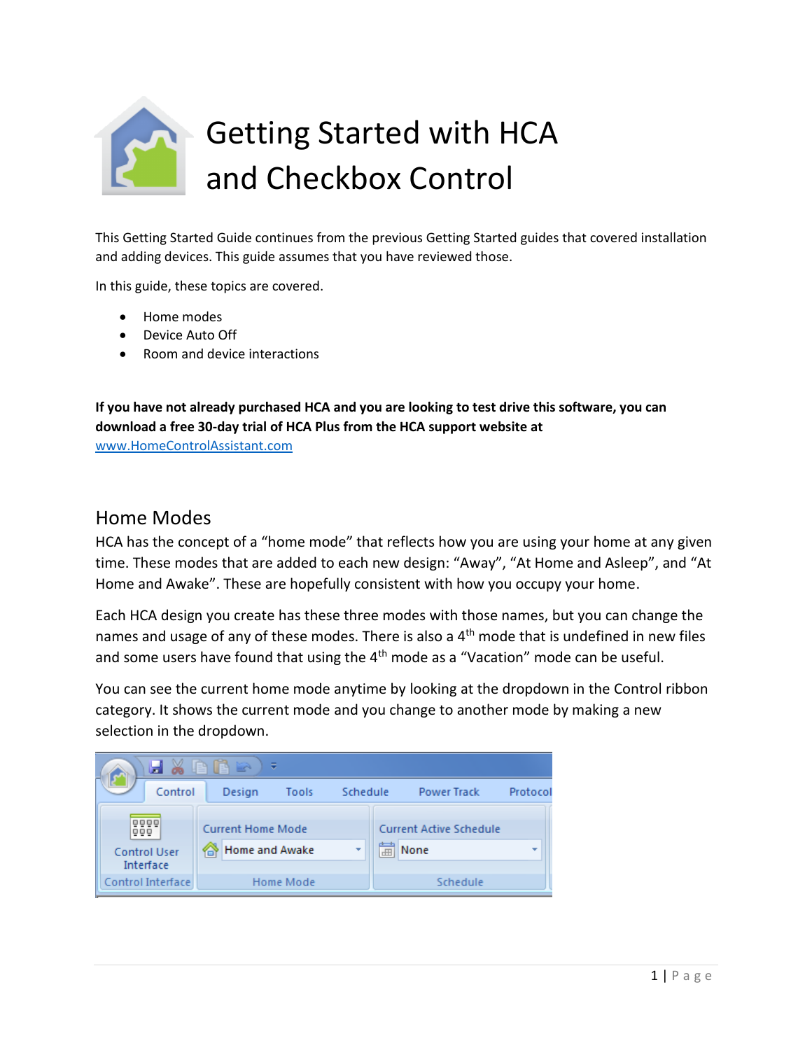# Getting Started with HCA and Checkbox Control

This Getting Started Guide continues from the previous Getting Started guides that covered installation and adding devices. This guide assumes that you have reviewed those.

In this guide, these topics are covered.

- Home modes
- Device Auto Off
- Room and device interactions

**If you have not already purchased HCA and you are looking to test drive this software, you can download a free 30-day trial of HCA Plus from the HCA support website at** [www.HomeControlAssistant.com](http://www.HomeControlAssistant.com)

## Home Modes

HCA has the concept of a "home mode" that reflects how you are using your home at any given time. These modes that are added to each new design: "Away", "At Home and Asleep", and "At Home and Awake". These are hopefully consistent with how you occupy your home.

Each HCA design you create has these three modes with those names, but you can change the names and usage of any of these modes. There is also a 4th mode that is undefined in new files and some users have found that using the 4th mode as a "Vacation" mode can be useful.

You can see the current home mode anytime by looking at the dropdown in the Control ribbon category. It shows the current mode and you change to another mode by making a new selection in the dropdown.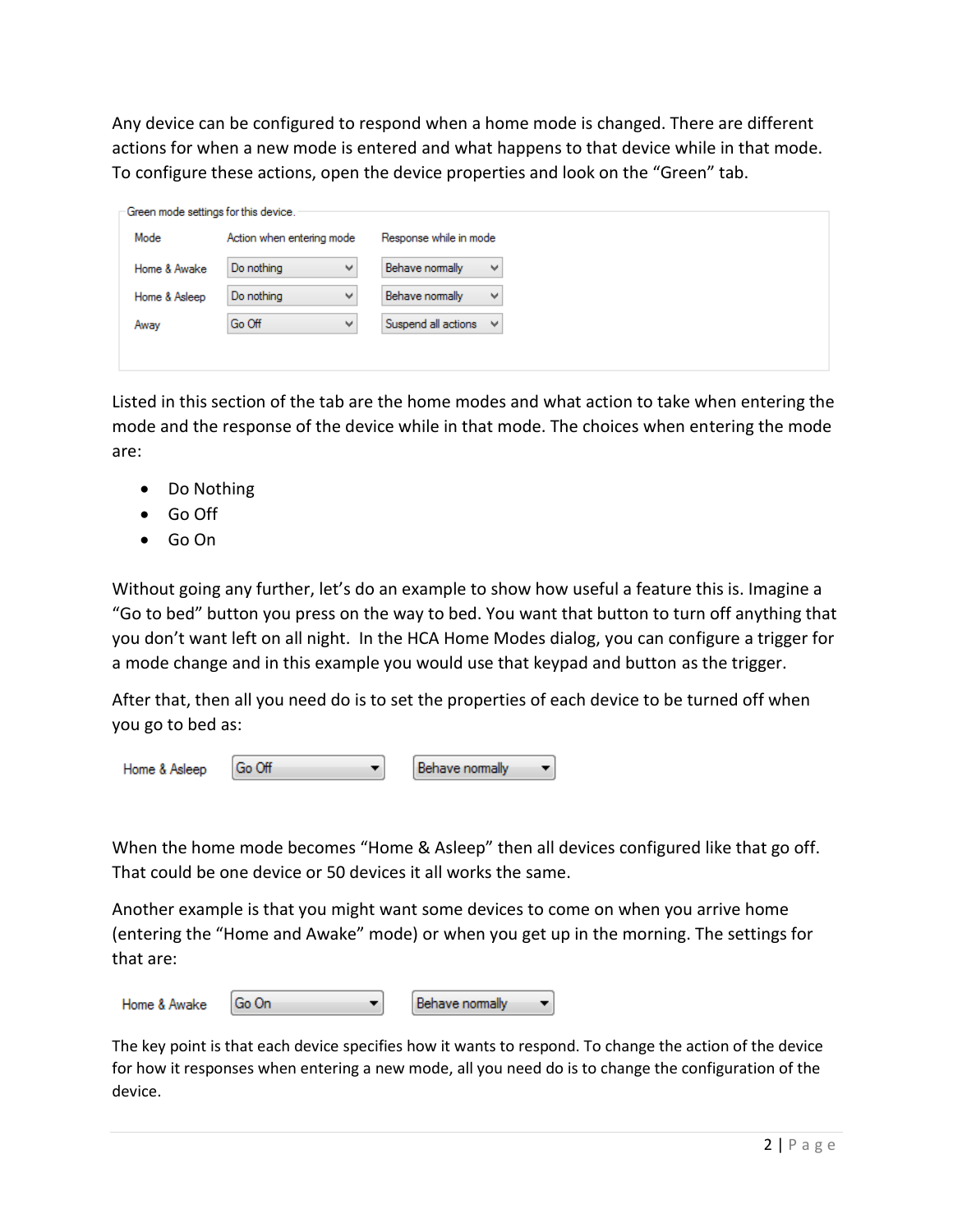Any device can be configured to respond when a home mode is changed. There are different actions for when a new mode is entered and what happens to that device while in that mode. To configure these actions, open the device properties and look on the "Green" tab.

Green mode settings for this device.

| Mode | Action when entering mode | Response while in mode |
|---|---|---|
| Home & Awake | Do nothing | Behave normally |
| Home & Asleep | Do nothing | Behave normally |
| Away | Go Off | Suspend all actions |

Listed in this section of the tab are the home modes and what action to take when entering the mode and the response of the device while in that mode. The choices when entering the mode are:

- Do Nothing
- Go Off
- Go On

Without going any further, let's do an example to show how useful a feature this is. Imagine a "Go to bed" button you press on the way to bed. You want that button to turn off anything that you don't want left on all night. In the HCA Home Modes dialog, you can configure a trigger for a mode change and in this example you would use that keypad and button as the trigger.

After that, then all you need do is to set the properties of each device to be turned off when you go to bed as:

| Home & Asleep | Go Off | Behave normally |
|---|---|---|

When the home mode becomes "Home & Asleep" then all devices configured like that go off. That could be one device or 50 devices it all works the same.

Another example is that you might want some devices to come on when you arrive home (entering the "Home and Awake" mode) or when you get up in the morning. The settings for that are:

| Home & Awake | Go On | Behave normally |
|---|---|---|

The key point is that each device specifies how it wants to respond. To change the action of the device for how it responses when entering a new mode, all you need do is to change the configuration of the device.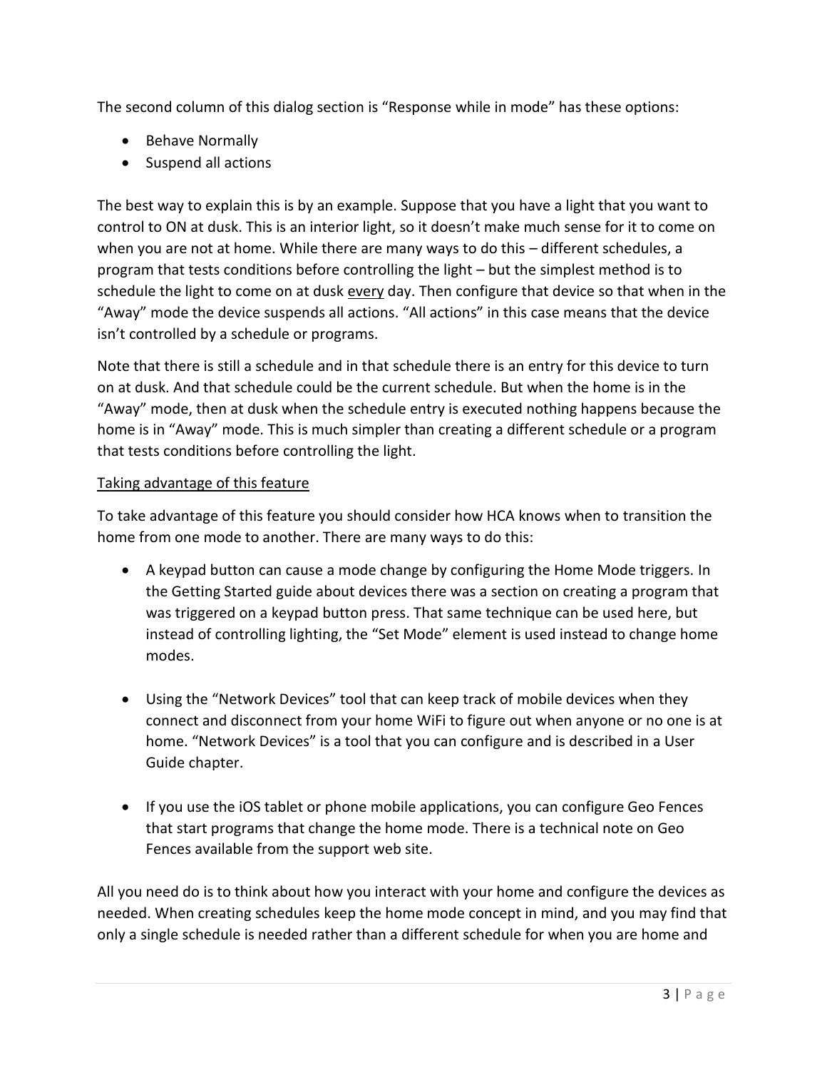The second column of this dialog section is "Response while in mode" has these options:

- Behave Normally
- Suspend all actions

The best way to explain this is by an example. Suppose that you have a light that you want to control to ON at dusk. This is an interior light, so it doesn't make much sense for it to come on when you are not at home. While there are many ways to do this – different schedules, a program that tests conditions before controlling the light – but the simplest method is to schedule the light to come on at dusk <u>every</u> day. Then configure that device so that when in the "Away" mode the device suspends all actions. "All actions" in this case means that the device isn't controlled by a schedule or programs.

Note that there is still a schedule and in that schedule there is an entry for this device to turn on at dusk. And that schedule could be the current schedule. But when the home is in the "Away" mode, then at dusk when the schedule entry is executed nothing happens because the home is in "Away" mode. This is much simpler than creating a different schedule or a program that tests conditions before controlling the light.

<u>Taking advantage of this feature</u>

To take advantage of this feature you should consider how HCA knows when to transition the home from one mode to another. There are many ways to do this:

- A keypad button can cause a mode change by configuring the Home Mode triggers. In the Getting Started guide about devices there was a section on creating a program that was triggered on a keypad button press. That same technique can be used here, but instead of controlling lighting, the "Set Mode" element is used instead to change home modes.

- Using the "Network Devices" tool that can keep track of mobile devices when they connect and disconnect from your home WiFi to figure out when anyone or no one is at home. "Network Devices" is a tool that you can configure and is described in a User Guide chapter.

- If you use the iOS tablet or phone mobile applications, you can configure Geo Fences that start programs that change the home mode. There is a technical note on Geo Fences available from the support web site.

All you need do is to think about how you interact with your home and configure the devices as needed. When creating schedules keep the home mode concept in mind, and you may find that only a single schedule is needed rather than a different schedule for when you are home and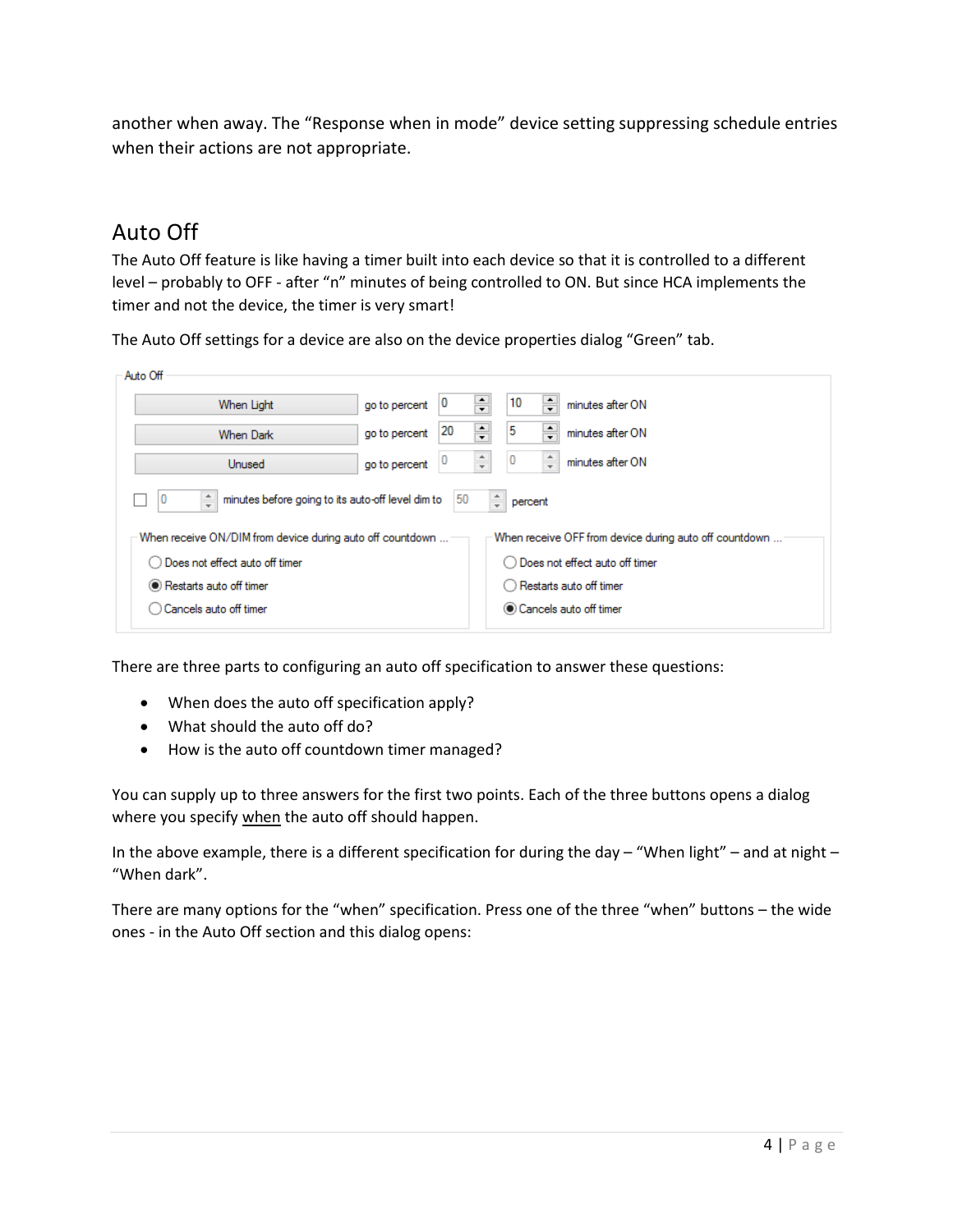another when away. The "Response when in mode" device setting suppressing schedule entries when their actions are not appropriate.

## Auto Off

The Auto Off feature is like having a timer built into each device so that it is controlled to a different level – probably to OFF - after "n" minutes of being controlled to ON. But since HCA implements the timer and not the device, the timer is very smart!

The Auto Off settings for a device are also on the device properties dialog "Green" tab.

There are three parts to configuring an auto off specification to answer these questions:

- When does the auto off specification apply?
- What should the auto off do?
- How is the auto off countdown timer managed?

You can supply up to three answers for the first two points. Each of the three buttons opens a dialog where you specify <u>when</u> the auto off should happen.

In the above example, there is a different specification for during the day – "When light" – and at night – "When dark".

There are many options for the "when" specification. Press one of the three "when" buttons – the wide ones - in the Auto Off section and this dialog opens: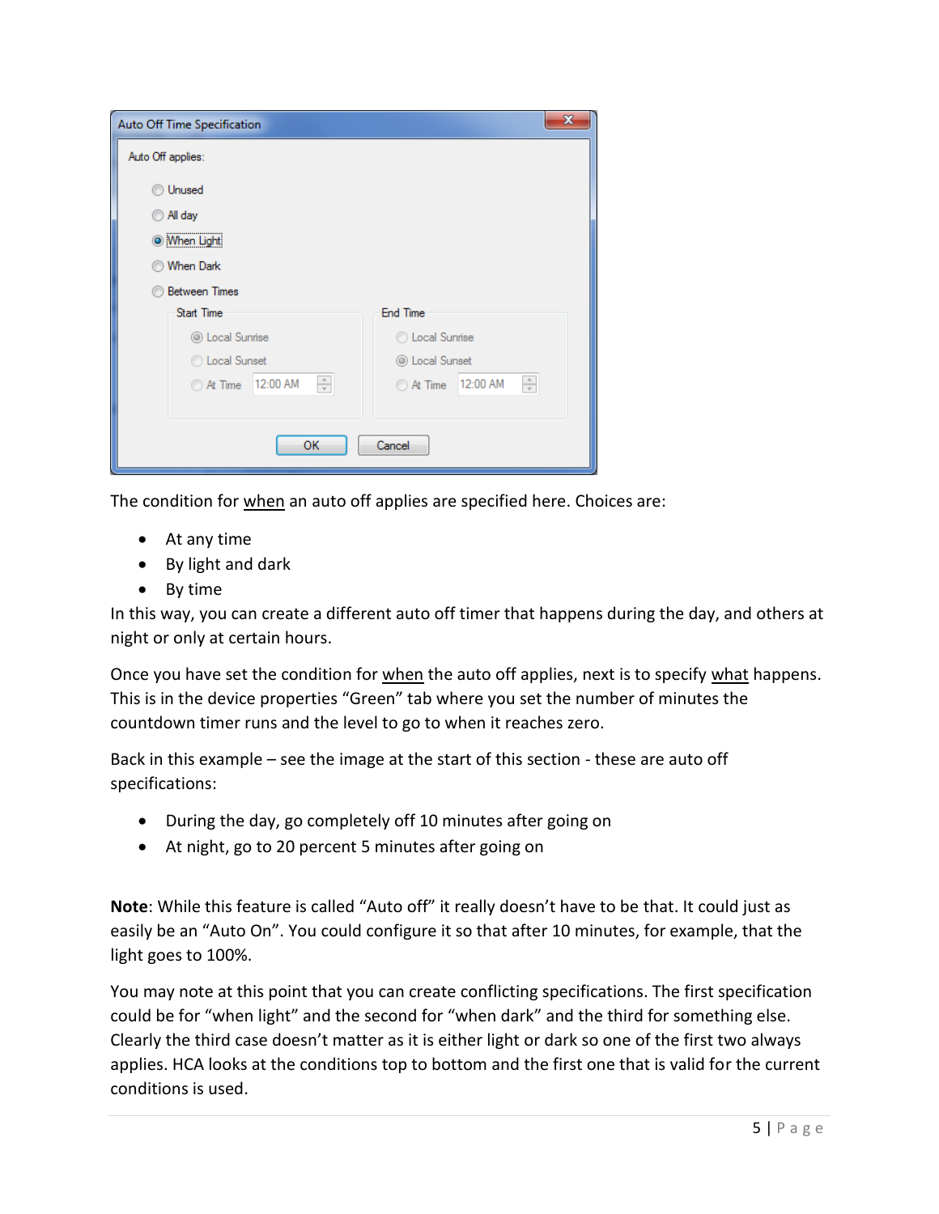The condition for when an auto off applies are specified here. Choices are:

- At any time
- By light and dark
- By time

In this way, you can create a different auto off timer that happens during the day, and others at night or only at certain hours.

Once you have set the condition for when the auto off applies, next is to specify what happens. This is in the device properties "Green" tab where you set the number of minutes the countdown timer runs and the level to go to when it reaches zero.

Back in this example – see the image at the start of this section - these are auto off specifications:

- During the day, go completely off 10 minutes after going on
- At night, go to 20 percent 5 minutes after going on

**Note**: While this feature is called "Auto off" it really doesn't have to be that. It could just as easily be an "Auto On". You could configure it so that after 10 minutes, for example, that the light goes to 100%.

You may note at this point that you can create conflicting specifications. The first specification could be for "when light" and the second for "when dark" and the third for something else. Clearly the third case doesn't matter as it is either light or dark so one of the first two always applies. HCA looks at the conditions top to bottom and the first one that is valid for the current conditions is used.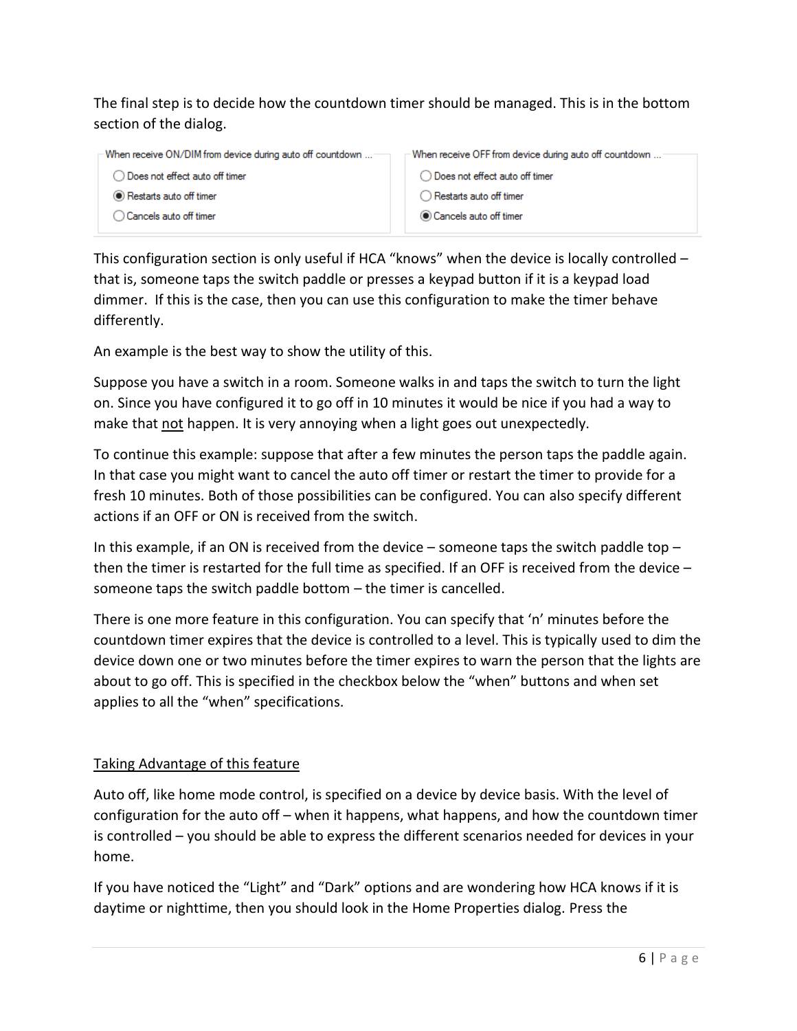The final step is to decide how the countdown timer should be managed. This is in the bottom section of the dialog.

When receive ON/DIM from device during auto off countdown ...

- ◯ Does not effect auto off timer
- ◉ Restarts auto off timer
- ◯ Cancels auto off timer

When receive OFF from device during auto off countdown ...

- ◯ Does not effect auto off timer
- ◯ Restarts auto off timer
- ◉ Cancels auto off timer

This configuration section is only useful if HCA "knows" when the device is locally controlled – that is, someone taps the switch paddle or presses a keypad button if it is a keypad load dimmer. If this is the case, then you can use this configuration to make the timer behave differently.

An example is the best way to show the utility of this.

Suppose you have a switch in a room. Someone walks in and taps the switch to turn the light on. Since you have configured it to go off in 10 minutes it would be nice if you had a way to make that <u>not</u> happen. It is very annoying when a light goes out unexpectedly.

To continue this example: suppose that after a few minutes the person taps the paddle again. In that case you might want to cancel the auto off timer or restart the timer to provide for a fresh 10 minutes. Both of those possibilities can be configured. You can also specify different actions if an OFF or ON is received from the switch.

In this example, if an ON is received from the device – someone taps the switch paddle top – then the timer is restarted for the full time as specified. If an OFF is received from the device – someone taps the switch paddle bottom – the timer is cancelled.

There is one more feature in this configuration. You can specify that 'n' minutes before the countdown timer expires that the device is controlled to a level. This is typically used to dim the device down one or two minutes before the timer expires to warn the person that the lights are about to go off. This is specified in the checkbox below the "when" buttons and when set applies to all the "when" specifications.

<u>Taking Advantage of this feature</u>

Auto off, like home mode control, is specified on a device by device basis. With the level of configuration for the auto off – when it happens, what happens, and how the countdown timer is controlled – you should be able to express the different scenarios needed for devices in your home.

If you have noticed the "Light" and "Dark" options and are wondering how HCA knows if it is daytime or nighttime, then you should look in the Home Properties dialog. Press the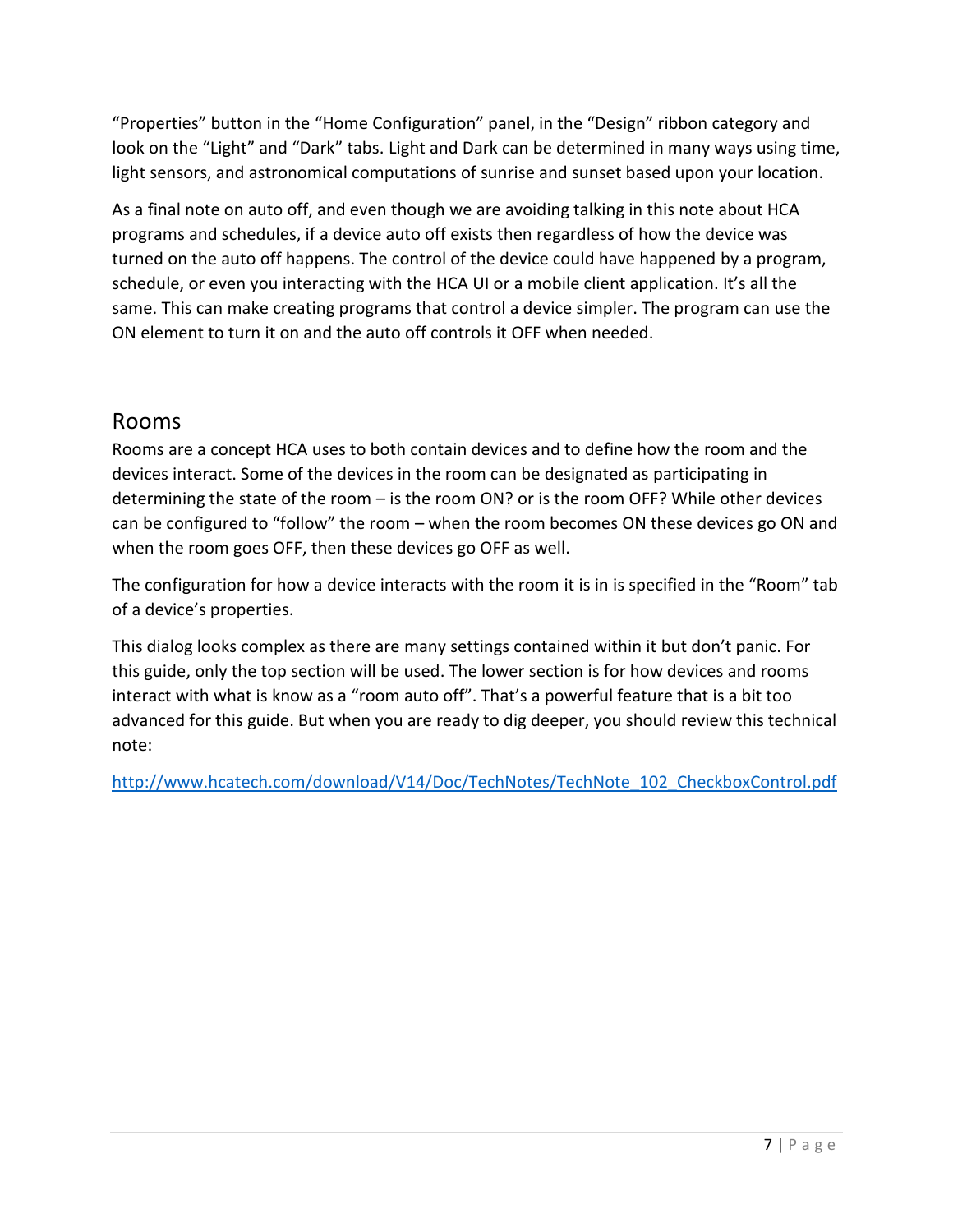“Properties” button in the “Home Configuration” panel, in the “Design” ribbon category and look on the “Light” and “Dark” tabs. Light and Dark can be determined in many ways using time, light sensors, and astronomical computations of sunrise and sunset based upon your location.

As a final note on auto off, and even though we are avoiding talking in this note about HCA programs and schedules, if a device auto off exists then regardless of how the device was turned on the auto off happens. The control of the device could have happened by a program, schedule, or even you interacting with the HCA UI or a mobile client application. It’s all the same. This can make creating programs that control a device simpler. The program can use the ON element to turn it on and the auto off controls it OFF when needed.

## Rooms

Rooms are a concept HCA uses to both contain devices and to define how the room and the devices interact. Some of the devices in the room can be designated as participating in determining the state of the room – is the room ON? or is the room OFF? While other devices can be configured to “follow” the room – when the room becomes ON these devices go ON and when the room goes OFF, then these devices go OFF as well.

The configuration for how a device interacts with the room it is in is specified in the “Room” tab of a device’s properties.

This dialog looks complex as there are many settings contained within it but don’t panic. For this guide, only the top section will be used. The lower section is for how devices and rooms interact with what is know as a “room auto off”. That’s a powerful feature that is a bit too advanced for this guide. But when you are ready to dig deeper, you should review this technical note:

http://www.hcatech.com/download/V14/Doc/TechNotes/TechNote_102_CheckboxControl.pdf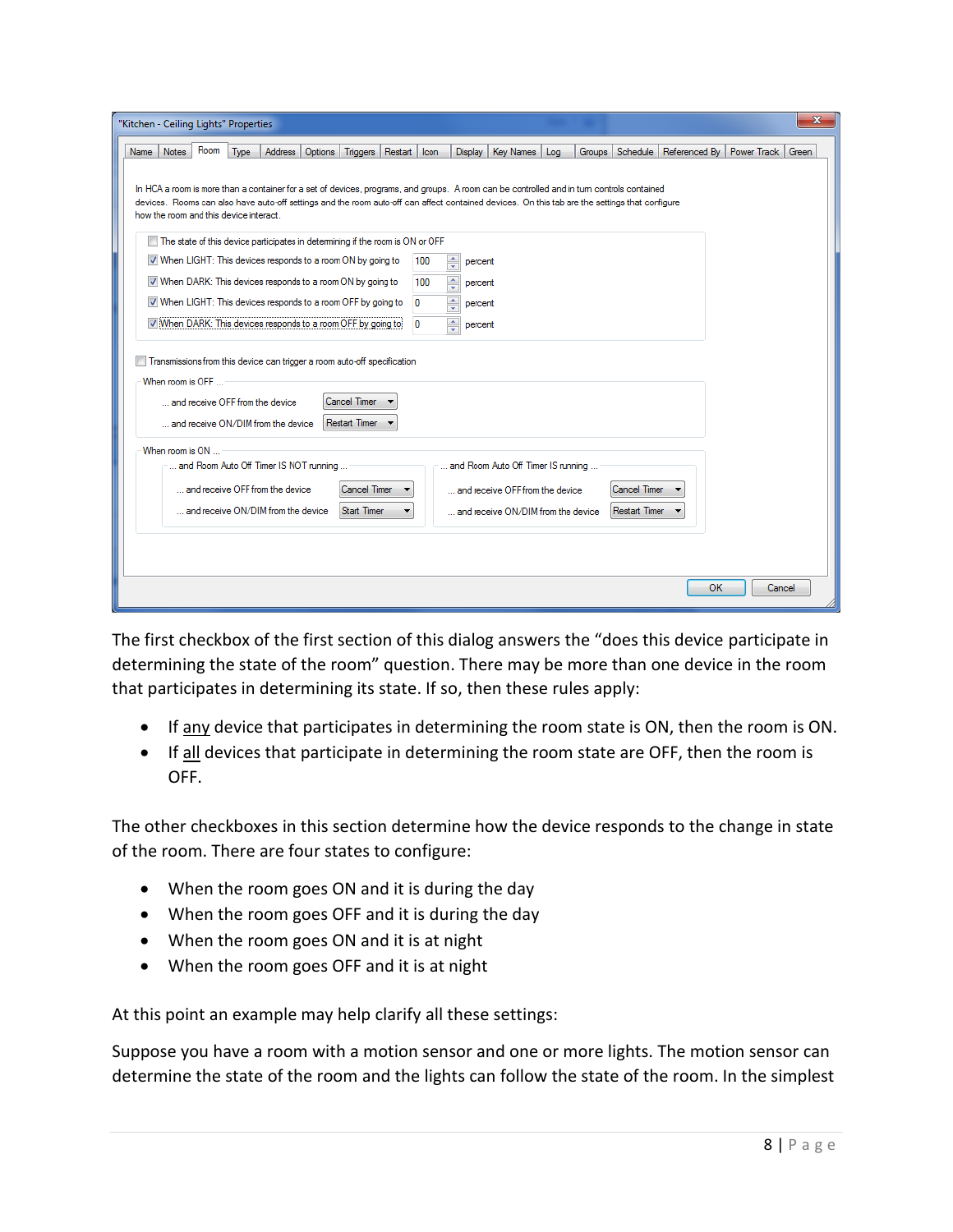The first checkbox of the first section of this dialog answers the "does this device participate in determining the state of the room" question. There may be more than one device in the room that participates in determining its state. If so, then these rules apply:

- If any device that participates in determining the room state is ON, then the room is ON.
- If all devices that participate in determining the room state are OFF, then the room is OFF.

The other checkboxes in this section determine how the device responds to the change in state of the room. There are four states to configure:

- When the room goes ON and it is during the day
- When the room goes OFF and it is during the day
- When the room goes ON and it is at night
- When the room goes OFF and it is at night

At this point an example may help clarify all these settings:

Suppose you have a room with a motion sensor and one or more lights. The motion sensor can determine the state of the room and the lights can follow the state of the room. In the simplest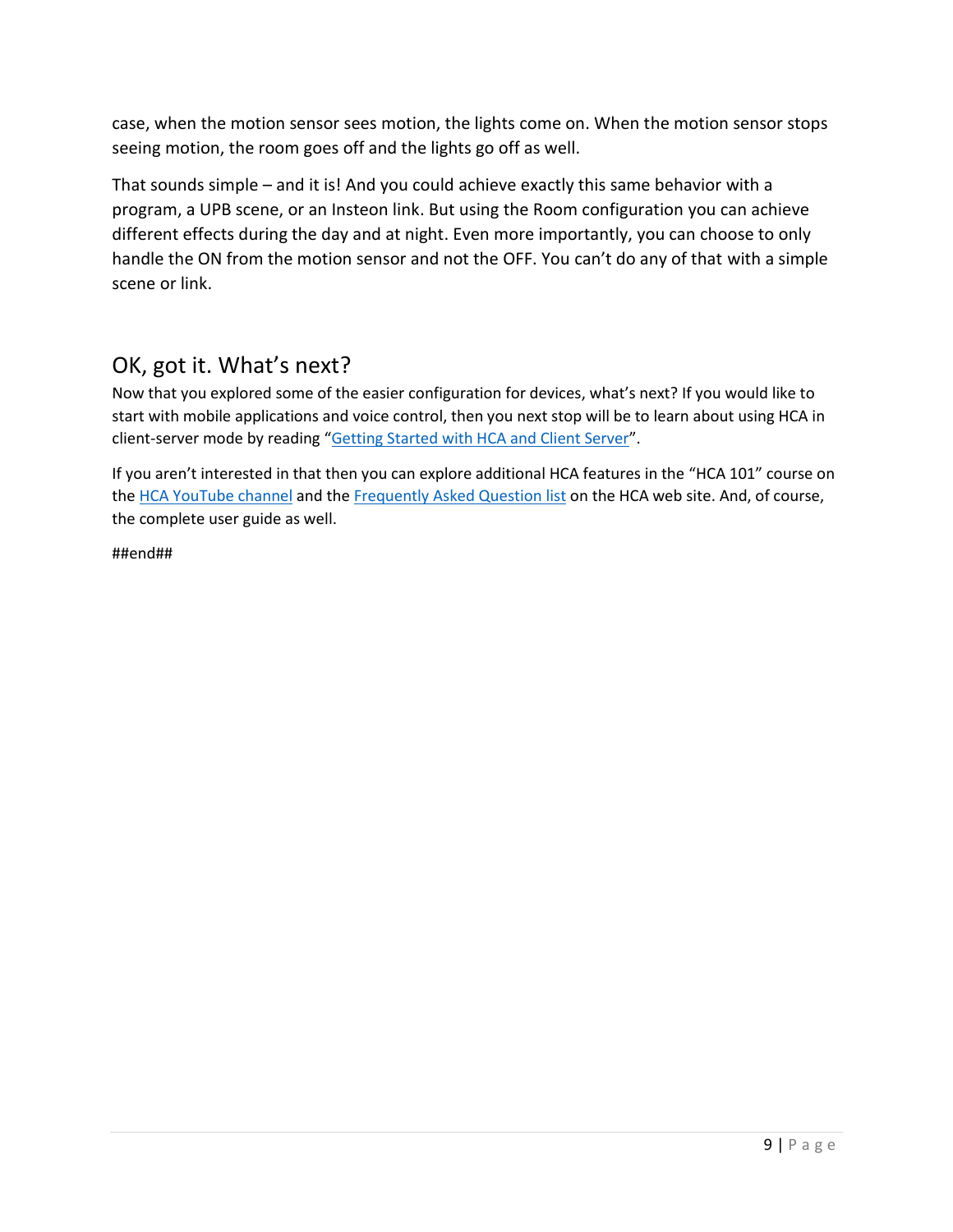case, when the motion sensor sees motion, the lights come on. When the motion sensor stops seeing motion, the room goes off and the lights go off as well.

That sounds simple – and it is! And you could achieve exactly this same behavior with a program, a UPB scene, or an Insteon link. But using the Room configuration you can achieve different effects during the day and at night. Even more importantly, you can choose to only handle the ON from the motion sensor and not the OFF. You can't do any of that with a simple scene or link.

## OK, got it. What's next?

Now that you explored some of the easier configuration for devices, what's next? If you would like to start with mobile applications and voice control, then you next stop will be to learn about using HCA in client-server mode by reading "Getting Started with HCA and Client Server".

If you aren't interested in that then you can explore additional HCA features in the "HCA 101" course on the HCA YouTube channel and the Frequently Asked Question list on the HCA web site. And, of course, the complete user guide as well.

##end##